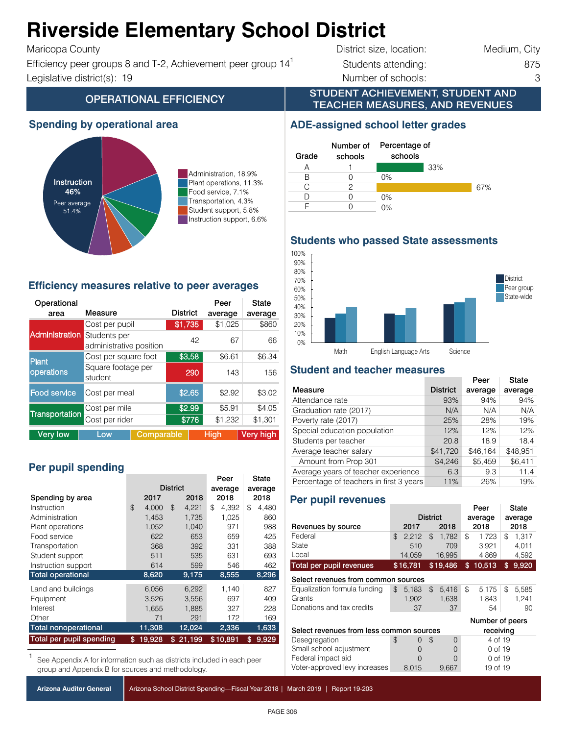# Riverside Elementary School District

Maricopa County
Efficiency peer groups 8 and T-2, Achievement peer group 14[1]
Legislative district(s): 19

District size, location: Medium, City
Students attending: 875
Number of schools: 3

## OPERATIONAL EFFICIENCY

### Spending by operational area

Instruction 46% (Peer average 51.4%)

- Administration, 18.9%
- Plant operations, 11.3%
- Food service, 7.1%
- Transportation, 4.3%
- Student support, 5.8%
- Instruction support, 6.6%

### Efficiency measures relative to peer averages

| Operational area | Measure | District | Peer average | State average |
|---|---|---|---|---|
| Administration | Cost per pupil | $1,735 | $1,025 | $860 |
| | Students per administrative position | 42 | 67 | 66 |
| Plant operations | Cost per square foot | $3.58 | $6.61 | $6.34 |
| | Square footage per student | 290 | 143 | 156 |
| Food service | Cost per meal | $2.65 | $2.92 | $3.02 |
| Transportation | Cost per mile | $2.99 | $5.91 | $4.05 |
| | Cost per rider | $776 | $1,232 | $1,301 |

Very low | Low | Comparable | High | Very high

### Per pupil spending

| Spending by area | District 2017 | District 2018 | Peer average 2018 | State average 2018 |
|---|---|---|---|---|
| Instruction | $ 4,000 | $ 4,221 | $ 4,392 | $ 4,480 |
| Administration | 1,453 | 1,735 | 1,025 | 860 |
| Plant operations | 1,052 | 1,040 | 971 | 988 |
| Food service | 622 | 653 | 659 | 425 |
| Transportation | 368 | 392 | 331 | 388 |
| Student support | 511 | 535 | 631 | 693 |
| Instruction support | 614 | 599 | 546 | 462 |
| **Total operational** | **8,620** | **9,175** | **8,555** | **8,296** |
| Land and buildings | 6,056 | 6,292 | 1,140 | 827 |
| Equipment | 3,526 | 3,556 | 697 | 409 |
| Interest | 1,655 | 1,885 | 327 | 228 |
| Other | 71 | 291 | 172 | 169 |
| **Total nonoperational** | **11,308** | **12,024** | **2,336** | **1,633** |
| **Total per pupil spending** | **$ 19,928** | **$ 21,199** | **$10,891** | **$ 9,929** |

[1] See Appendix A for information such as districts included in each peer group and Appendix B for sources and methodology.

## STUDENT ACHIEVEMENT, STUDENT AND TEACHER MEASURES, AND REVENUES

### ADE-assigned school letter grades

| Grade | Number of schools | Percentage of schools |
|---|---|---|
| A | 1 | 33% |
| B | 0 | 0% |
| C | 2 | 67% |
| D | 0 | 0% |
| F | 0 | 0% |

### Students who passed State assessments

(Chart: District, Peer group, State-wide — Math, English Language Arts, Science)

### Student and teacher measures

| Measure | District | Peer average | State average |
|---|---|---|---|
| Attendance rate | 93% | 94% | 94% |
| Graduation rate (2017) | N/A | N/A | N/A |
| Poverty rate (2017) | 25% | 28% | 19% |
| Special education population | 12% | 12% | 12% |
| Students per teacher | 20.8 | 18.9 | 18.4 |
| Average teacher salary | $41,720 | $46,164 | $48,951 |
| Amount from Prop 301 | $4,246 | $5,459 | $6,411 |
| Average years of teacher experience | 6.3 | 9.3 | 11.4 |
| Percentage of teachers in first 3 years | 11% | 26% | 19% |

### Per pupil revenues

| Revenues by source | District 2017 | District 2018 | Peer average 2018 | State average 2018 |
|---|---|---|---|---|
| Federal | $ 2,212 | $ 1,782 | $ 1,723 | $ 1,317 |
| State | 510 | 709 | 3,921 | 4,011 |
| Local | 14,059 | 16,995 | 4,869 | 4,592 |
| **Total per pupil revenues** | **$16,781** | **$19,486** | **$ 10,513** | **$ 9,920** |
| **Select revenues from common sources** | | | | |
| Equalization formula funding | $ 5,183 | $ 5,416 | $ 5,175 | $ 5,585 |
| Grants | 1,902 | 1,638 | 1,843 | 1,241 |
| Donations and tax credits | 37 | 37 | 54 | 90 |

| Select revenues from less common sources | District 2017 | District 2018 | Number of peers receiving |
|---|---|---|---|
| Desegregation | $ 0 | $ 0 | 4 of 19 |
| Small school adjustment | 0 | 0 | 0 of 19 |
| Federal impact aid | 0 | 0 | 0 of 19 |
| Voter-approved levy increases | 8,015 | 9,667 | 19 of 19 |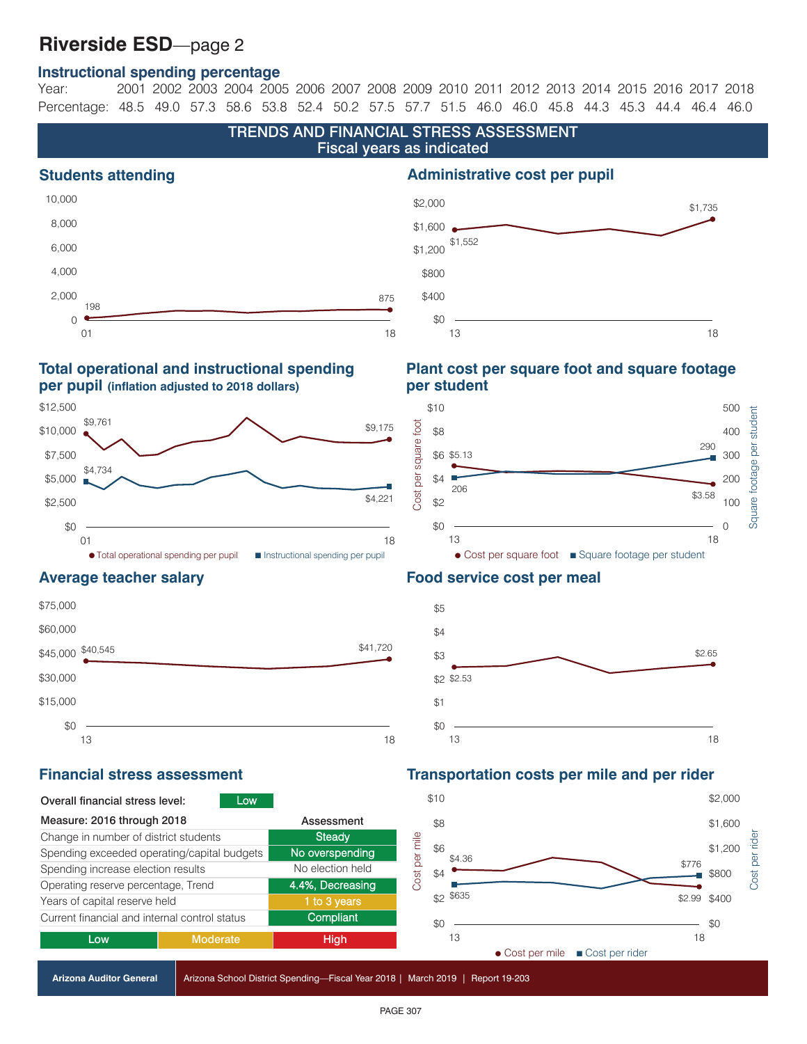# Riverside ESD—page 2

## Instructional spending percentage

| Year: | 2001 | 2002 | 2003 | 2004 | 2005 | 2006 | 2007 | 2008 | 2009 | 2010 | 2011 | 2012 | 2013 | 2014 | 2015 | 2016 | 2017 | 2018 |
|---|---|---|---|---|---|---|---|---|---|---|---|---|---|---|---|---|---|---|
| Percentage: | 48.5 | 49.0 | 57.3 | 58.6 | 53.8 | 52.4 | 50.2 | 57.5 | 57.7 | 51.5 | 46.0 | 46.0 | 45.8 | 44.3 | 45.3 | 44.4 | 46.4 | 46.0 |

## TRENDS AND FINANCIAL STRESS ASSESSMENT
Fiscal years as indicated

### Students attending

10,000
8,000
6,000
4,000
2,000
0
198
875
01
18

### Administrative cost per pupil

$2,000
$1,600
$1,200
$800
$400
$0
$1,552
$1,735
13
18

### Total operational and instructional spending per pupil (inflation adjusted to 2018 dollars)

$12,500
$10,000
$7,500
$5,000
$2,500
$0
$9,761
$9,175
$4,734
$4,221
01
18
Total operational spending per pupil
Instructional spending per pupil

### Plant cost per square foot and square footage per student

Cost per square foot
$10
$8
$6
$4
$2
$0
Square footage per student
500
400
300
200
100
0
$5.13
$3.58
206
290
13
18
Cost per square foot
Square footage per student

### Average teacher salary

$75,000
$60,000
$45,000
$30,000
$15,000
$0
$40,545
$41,720
13
18

### Food service cost per meal

$5
$4
$3
$2
$1
$0
$2.53
$2.65
13
18

### Financial stress assessment

Overall financial stress level: Low

| Measure: 2016 through 2018 | Assessment |
|---|---|
| Change in number of district students | Steady |
| Spending exceeded operating/capital budgets | No overspending |
| Spending increase election results | No election held |
| Operating reserve percentage, Trend | 4.4%, Decreasing |
| Years of capital reserve held | 1 to 3 years |
| Current financial and internal control status | Compliant |

Low | Moderate | High

### Transportation costs per mile and per rider

Cost per mile
$10
$8
$6
$4
$2
$0
Cost per rider
$2,000
$1,600
$1,200
$800
$400
$0
$4.36
$2.99
$635
$776
13
18
Cost per mile
Cost per rider